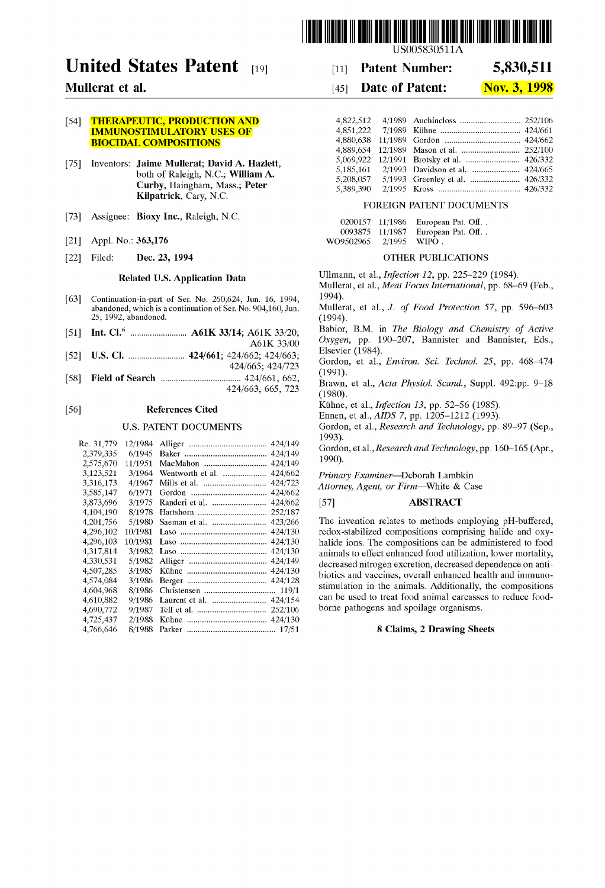# United States Patent [19]

**Mullerat et al.**

US005830511A

[11] **Patent Number: 5,830,511**

[45] **Date of Patent: Nov. 3, 1998**

[54] **THERAPEUTIC, PRODUCTION AND IMMUNOSTIMULATORY USES OF BIOCIDAL COMPOSITIONS**

[75] Inventors: **Jaime Mullerat**; **David A. Hazlett**, both of Raleigh, N.C.; **William A. Curby**, Haingham, Mass.; **Peter Kilpatrick**, Cary, N.C.

[73] Assignee: **Bioxy Inc.**, Raleigh, N.C.

[21] Appl. No.: **363,176**

[22] Filed: **Dec. 23, 1994**

## Related U.S. Application Data

[63] Continuation-in-part of Ser. No. 260,624, Jun. 16, 1994, abandoned, which is a continuation of Ser. No. 904,160, Jun. 25, 1992, abandoned.

[51] **Int. Cl.**[6] .......................... **A61K 33/14**; A61K 33/20; A61K 33/00

[52] **U.S. Cl.** .......................... **424/661**; 424/662; 424/663; 424/665; 424/723

[58] **Field of Search** .......................... 424/661, 662, 424/663, 665, 723

[56] **References Cited**

### U.S. PATENT DOCUMENTS

| | | | |
|---|---|---|---|
| Re. 31,779 | 12/1984 | Alliger | 424/149 |
| 2,379,335 | 6/1945 | Baker | 424/149 |
| 2,575,670 | 11/1951 | MacMahon | 424/149 |
| 3,123,521 | 3/1964 | Wentworth et al. | 424/662 |
| 3,316,173 | 4/1967 | Mills et al. | 424/723 |
| 3,585,147 | 6/1971 | Gordon | 424/662 |
| 3,873,696 | 3/1975 | Randeri et al. | 424/662 |
| 4,104,190 | 8/1978 | Hartshorn | 252/187 |
| 4,201,756 | 5/1980 | Saeman et al. | 423/266 |
| 4,296,102 | 10/1981 | Laso | 424/130 |
| 4,296,103 | 10/1981 | Laso | 424/130 |
| 4,317,814 | 3/1982 | Laso | 424/130 |
| 4,330,531 | 5/1982 | Alliger | 424/149 |
| 4,507,285 | 3/1985 | Kühne | 424/130 |
| 4,574,084 | 3/1986 | Berger | 424/128 |
| 4,604,968 | 8/1986 | Christensen | 119/1 |
| 4,610,882 | 9/1986 | Laurent et al. | 424/154 |
| 4,690,772 | 9/1987 | Tell et al. | 252/106 |
| 4,725,437 | 2/1988 | Kühne | 424/130 |
| 4,766,646 | 8/1988 | Parker | 17/51 |
| 4,822,512 | 4/1989 | Auchincloss | 252/106 |
| 4,851,222 | 7/1989 | Kühne | 424/661 |
| 4,880,638 | 11/1989 | Gordon | 424/662 |
| 4,889,654 | 12/1989 | Mason et al. | 252/100 |
| 5,069,922 | 12/1991 | Brotsky et al. | 426/332 |
| 5,185,161 | 2/1993 | Davidson et al. | 424/665 |
| 5,208,057 | 5/1993 | Greenley et al. | 426/332 |
| 5,389,390 | 2/1995 | Kross | 426/332 |

### FOREIGN PATENT DOCUMENTS

| | | |
|---|---|---|
| 0200157 | 11/1986 | European Pat. Off. . |
| 0093875 | 11/1987 | European Pat. Off. . |
| WO9502965 | 2/1995 | WIPO . |

### OTHER PUBLICATIONS

Ullmann, et al., *Infection 12*, pp. 225–229 (1984).

Mullerat, et al., *Meat Focus International*, pp. 68–69 (Feb., 1994).

Mullerat, et al., *J. of Food Protection 57*, pp. 596–603 (1994).

Babior, B.M. in *The Biology and Chemistry of Active Oxygen*, pp. 190–207, Bannister and Bannister, Eds., Elsevier (1984).

Gordon, et al., *Environ. Sci. Technol. 25*, pp. 468–474 (1991).

Brawn, et al., *Acta Physiol. Scand.*, Suppl. 492:pp. 9–18 (1980).

Kühne, et al., *Infection 13*, pp. 52–56 (1985).

Ennen, et al., *AIDS 7*, pp. 1205–1212 (1993).

Gordon, et al., *Research and Technology*, pp. 89–97 (Sep., 1993).

Gordon, et al., *Research and Technology*, pp. 160–165 (Apr., 1990).

*Primary Examiner*—Deborah Lambkin
*Attorney, Agent, or Firm*—White & Case

[57] **ABSTRACT**

The invention relates to methods employing pH-buffered, redox-stabilized compositions comprising halide and oxyhalide ions. The compositions can be administered to food animals to effect enhanced food utilization, lower mortality, decreased nitrogen excretion, decreased dependence on antibiotics and vaccines, overall enhanced health and immunostimulation in the animals. Additionally, the compositions can be used to treat food animal carcasses to reduce food-borne pathogens and spoilage organisms.

**8 Claims, 2 Drawing Sheets**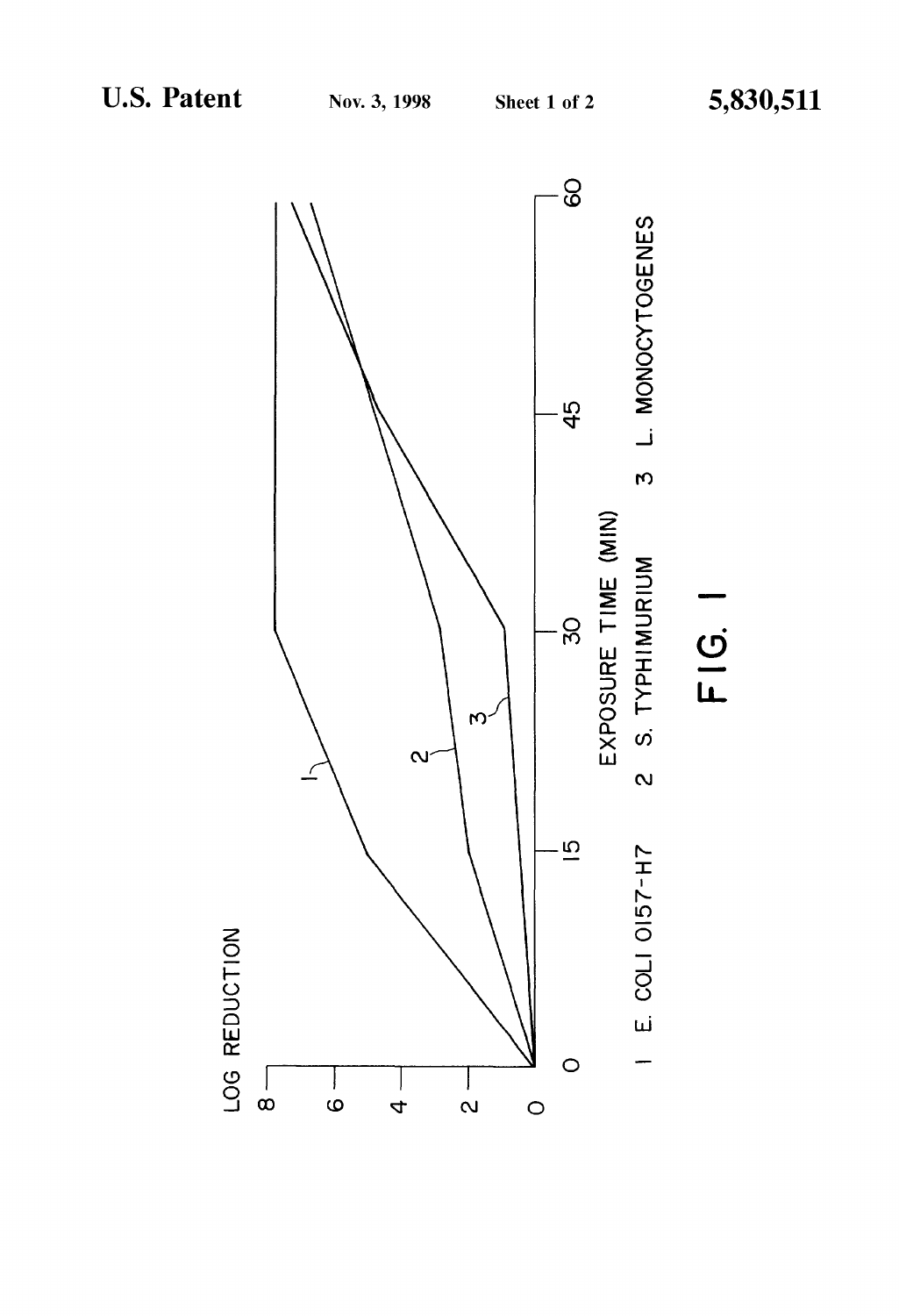LOG REDUCTION

8
6
4
2
0

0 15 30 45 60

EXPOSURE TIME (MIN)

1 E. COLI O157-H7    2 S. TYPHIMURIUM    3 L. MONOCYTOGENES

FIG. 1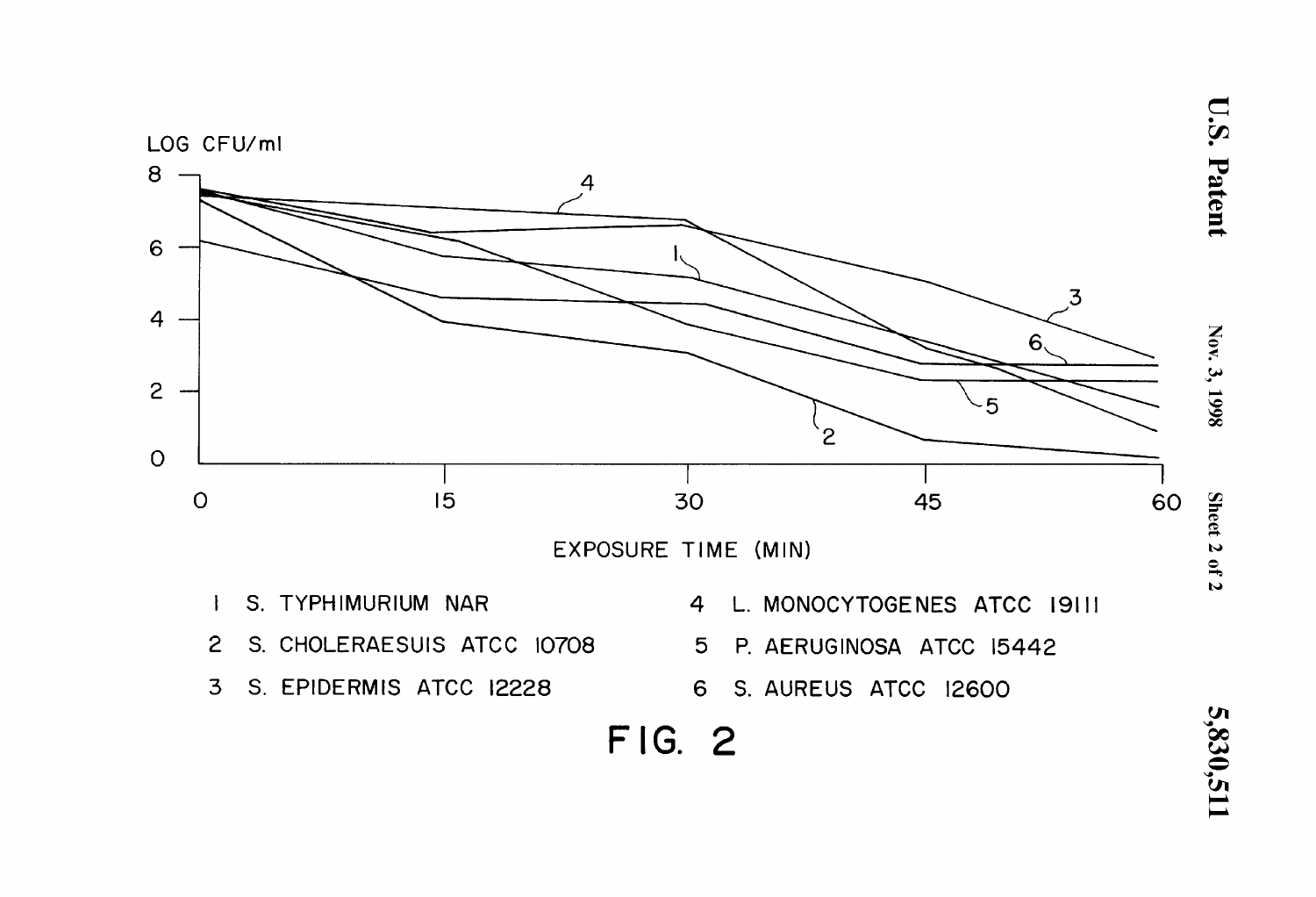LOG CFU/ml

EXPOSURE TIME (MIN)

1 S. TYPHIMURIUM NAR

2 S. CHOLERAESUIS ATCC 10708

3 S. EPIDERMIS ATCC 12228

4 L. MONOCYTOGENES ATCC 19111

5 P. AERUGINOSA ATCC 15442

6 S. AUREUS ATCC 12600

FIG. 2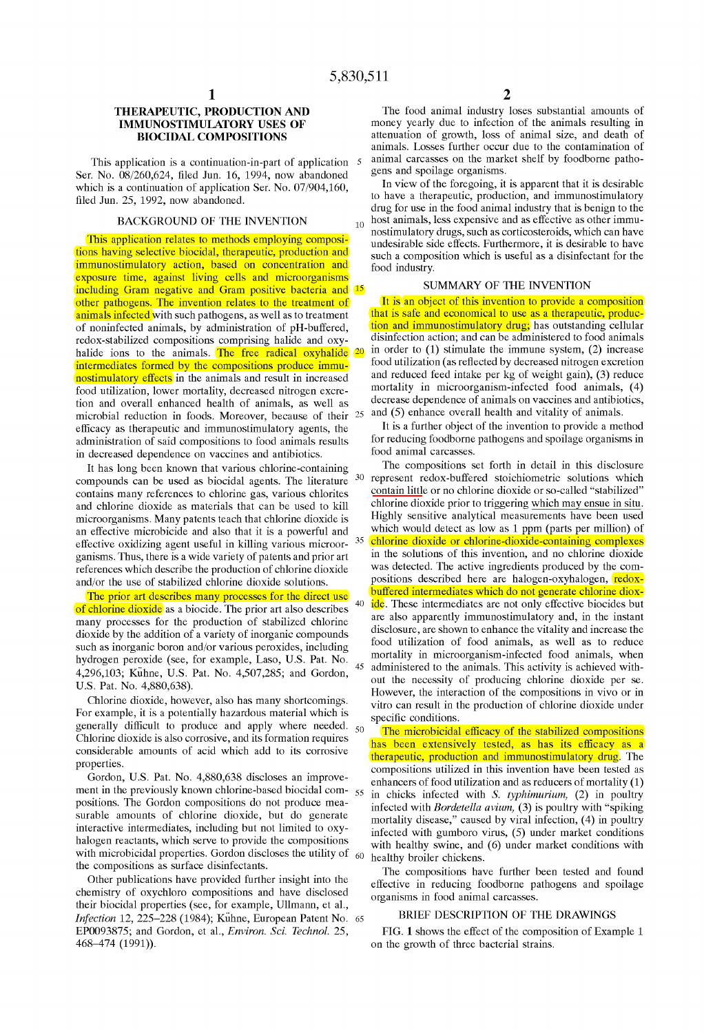# THERAPEUTIC, PRODUCTION AND IMMUNOSTIMULATORY USES OF BIOCIDAL COMPOSITIONS

This application is a continuation-in-part of application Ser. No. 08/260,624, filed Jun. 16, 1994, now abandoned which is a continuation of application Ser. No. 07/904,160, filed Jun. 25, 1992, now abandoned.

## BACKGROUND OF THE INVENTION

This application relates to methods employing compositions having selective biocidal, therapeutic, production and immunostimulatory action, based on concentration and exposure time, against living cells and microorganisms including Gram negative and Gram positive bacteria and other pathogens. The invention relates to the treatment of animals infected with such pathogens, as well as to treatment of noninfected animals, by administration of pH-buffered, redox-stabilized compositions comprising halide and oxyhalide ions to the animals. The free radical oxyhalide intermediates formed by the compositions produce immunostimulatory effects in the animals and result in increased food utilization, lower mortality, decreased nitrogen excretion and overall enhanced health of animals, as well as microbial reduction in foods. Moreover, because of their efficacy as therapeutic and immunostimulatory agents, the administration of said compositions to food animals results in decreased dependence on vaccines and antibiotics.

It has long been known that various chlorine-containing compounds can be used as biocidal agents. The literature contains many references to chlorine gas, various chlorites and chlorine dioxide as materials that can be used to kill microorganisms. Many patents teach that chlorine dioxide is an effective microbicide and also that it is a powerful and effective oxidizing agent useful in killing various microorganisms. Thus, there is a wide variety of patents and prior art references which describe the production of chlorine dioxide and/or the use of stabilized chlorine dioxide solutions.

The prior art describes many processes for the direct use of chlorine dioxide as a biocide. The prior art also describes many processes for the production of stabilized chlorine dioxide by the addition of a variety of inorganic compounds such as inorganic boron and/or various peroxides, including hydrogen peroxide (see, for example, Laso, U.S. Pat. No. 4,296,103; Kühne, U.S. Pat. No. 4,507,285; and Gordon, U.S. Pat. No. 4,880,638).

Chlorine dioxide, however, also has many shortcomings. For example, it is a potentially hazardous material which is generally difficult to produce and apply where needed. Chlorine dioxide is also corrosive, and its formation requires considerable amounts of acid which add to its corrosive properties.

Gordon, U.S. Pat. No. 4,880,638 discloses an improvement in the previously known chlorine-based biocidal compositions. The Gordon compositions do not produce measurable amounts of chlorine dioxide, but do generate interactive intermediates, including but not limited to oxyhalogen reactants, which serve to provide the compositions with microbicidal properties. Gordon discloses the utility of the compositions as surface disinfectants.

Other publications have provided further insight into the chemistry of oxychloro compositions and have disclosed their biocidal properties (see, for example, Ullmann, et al., *Infection* 12, 225–228 (1984); Kühne, European Patent No. EP0093875; and Gordon, et al., *Environ. Sci. Technol.* 25, 468–474 (1991)).

The food animal industry loses substantial amounts of money yearly due to infection of the animals resulting in attenuation of growth, loss of animal size, and death of animals. Losses further occur due to the contamination of animal carcasses on the market shelf by foodborne pathogens and spoilage organisms.

In view of the foregoing, it is apparent that it is desirable to have a therapeutic, production, and immunostimulatory drug for use in the food animal industry that is benign to the host animals, less expensive and as effective as other immunostimulatory drugs, such as corticosteroids, which can have undesirable side effects. Furthermore, it is desirable to have such a composition which is useful as a disinfectant for the food industry.

## SUMMARY OF THE INVENTION

It is an object of this invention to provide a composition that is safe and economical to use as a therapeutic, production and immunostimulatory drug; has outstanding cellular disinfection action; and can be administered to food animals in order to (1) stimulate the immune system, (2) increase food utilization (as reflected by decreased nitrogen excretion and reduced feed intake per kg of weight gain), (3) reduce mortality in microorganism-infected food animals, (4) decrease dependence of animals on vaccines and antibiotics, and (5) enhance overall health and vitality of animals.

It is a further object of the invention to provide a method for reducing foodborne pathogens and spoilage organisms in food animal carcasses.

The compositions set forth in detail in this disclosure represent redox-buffered stoichiometric solutions which contain little or no chlorine dioxide or so-called "stabilized" chlorine dioxide prior to triggering which may ensue in situ. Highly sensitive analytical measurements have been used which would detect as low as 1 ppm (parts per million) of chlorine dioxide or chlorine-containing complexes in the solutions of this invention, and no chlorine dioxide was detected. The active ingredients produced by the compositions described here are halogen-oxyhalogen, redox-buffered intermediates which do not generate chlorine dioxide. These intermediates are not only effective biocides but are also apparently immunostimulatory and, in the instant disclosure, are shown to enhance the vitality and increase the food utilization of food animals, as well as to reduce mortality in microorganism-infected food animals, when administered to the animals. This activity is achieved without the necessity of producing chlorine dioxide per se. However, the interaction of the compositions in vivo or in vitro can result in the production of chlorine dioxide under specific conditions.

The microbicidal efficacy of the stabilized compositions has been extensively tested, as has its efficacy as a therapeutic, production and immunostimulatory drug. The compositions utilized in this invention have been tested as enhancers of food utilization and as reducers of mortality (1) in chicks infected with *S. typhimurium*, (2) in poultry infected with *Bordetella avium*, (3) is poultry with "spiking mortality disease," caused by viral infection, (4) in poultry infected with gumboro virus, (5) under market conditions with healthy swine, and (6) under market conditions with healthy broiler chickens.

The compositions have further been tested and found effective in reducing foodborne pathogens and spoilage organisms in food animal carcasses.

## BRIEF DESCRIPTION OF THE DRAWINGS

FIG. 1 shows the effect of the composition of Example 1 on the growth of three bacterial strains.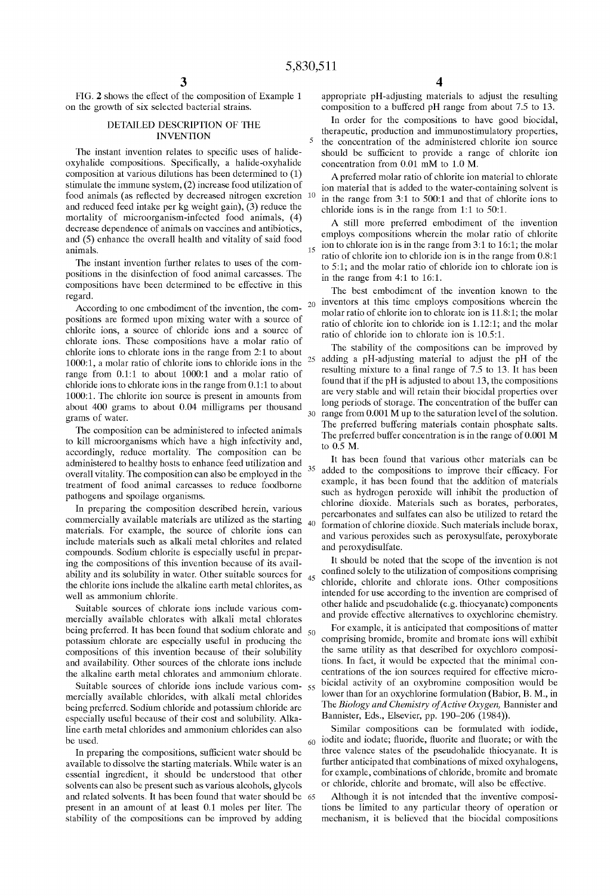FIG. 2 shows the effect of the composition of Example 1 on the growth of six selected bacterial strains.

## DETAILED DESCRIPTION OF THE INVENTION

The instant invention relates to specific uses of halide-oxyhalide compositions. Specifically, a halide-oxyhalide composition at various dilutions has been determined to (1) stimulate the immune system, (2) increase food utilization of food animals (as reflected by decreased nitrogen excretion and reduced feed intake per kg weight gain), (3) reduce the mortality of microorganism-infected food animals, (4) decrease dependence of animals on vaccines and antibiotics, and (5) enhance the overall health and vitality of said food animals.

The instant invention further relates to uses of the compositions in the disinfection of food animal carcasses. The compositions have been determined to be effective in this regard.

According to one embodiment of the invention, the compositions are formed upon mixing water with a source of chlorite ions, a source of chloride ions and a source of chlorate ions. These compositions have a molar ratio of chlorite ions to chlorate ions in the range from 2:1 to about 1000:1, a molar ratio of chlorite ions to chloride ions in the range from 0.1:1 to about 1000:1 and a molar ratio of chloride ions to chlorate ions in the range from 0.1:1 to about 1000:1. The chlorite ion source is present in amounts from about 400 grams to about 0.04 milligrams per thousand grams of water.

The composition can be administered to infected animals to kill microorganisms which have a high infectivity and, accordingly, reduce mortality. The composition can be administered to healthy hosts to enhance feed utilization and overall vitality. The composition can also be employed in the treatment of food animal carcasses to reduce foodborne pathogens and spoilage organisms.

In preparing the composition described herein, various commercially available materials are utilized as the starting materials. For example, the source of chlorite ions can include materials such as alkali metal chlorites and related compounds. Sodium chlorite is especially useful in preparing the compositions of this invention because of its availability and its solubility in water. Other suitable sources for the chlorite ions include the alkaline earth metal chlorites, as well as ammonium chlorite.

Suitable sources of chlorate ions include various commercially available chlorates with alkali metal chlorates being preferred. It has been found that sodium chlorate and potassium chlorate are especially useful in producing the compositions of this invention because of their solubility and availability. Other sources of the chlorate ions include the alkaline earth metal chlorates and ammonium chlorate.

Suitable sources of chloride ions include various commercially available chlorides, with alkali metal chlorides being preferred. Sodium chloride and potassium chloride are especially useful because of their cost and solubility. Alkaline earth metal chlorides and ammonium chlorides can also be used.

In preparing the compositions, sufficient water should be available to dissolve the starting materials. While water is an essential ingredient, it should be understood that other solvents can also be present such as various alcohols, glycols and related solvents. It has been found that water should be present in an amount of at least 0.1 moles per liter. The stability of the compositions can be improved by adding appropriate pH-adjusting materials to adjust the resulting composition to a buffered pH range from about 7.5 to 13.

In order for the compositions to have good biocidal, therapeutic, production and immunostimulatory properties, the concentration of the administered chlorite ion source should be sufficient to provide a range of chlorite ion concentration from 0.01 mM to 1.0 M.

A preferred molar ratio of chlorite ion material to chlorate ion material that is added to the water-containing solvent is in the range from 3:1 to 500:1 and that of chlorite ions to chloride ions is in the range from 1:1 to 50:1.

A still more preferred embodiment of the invention employs compositions wherein the molar ratio of chlorite ion to chlorate ion is in the range from 3:1 to 16:1; the molar ratio of chlorite ion to chloride ion is in the range from 0.8:1 to 5:1; and the molar ratio of chloride ion to chlorate ion is in the range from 4:1 to 16:1.

The best embodiment of the invention known to the inventors at this time employs compositions wherein the molar ratio of chlorite ion to chlorate ion is 11.8:1; the molar ratio of chlorite ion to chloride ion is 1.12:1; and the molar ratio of chloride ion to chlorate ion is 10.5:1.

The stability of the compositions can be improved by adding a pH-adjusting material to adjust the pH of the resulting mixture to a final range of 7.5 to 13. It has been found that if the pH is adjusted to about 13, the compositions are very stable and will retain their biocidal properties over long periods of storage. The concentration of the buffer can range from 0.001 M up to the saturation level of the solution. The preferred buffering materials contain phosphate salts. The preferred buffer concentration is in the range of 0.001 M to 0.5 M.

It has been found that various other materials can be added to the compositions to improve their efficacy. For example, it has been found that the addition of materials such as hydrogen peroxide will inhibit the production of chlorine dioxide. Materials such as borates, perborates, percarbonates and sulfates can also be utilized to retard the formation of chlorine dioxide. Such materials include borax, and various peroxides such as peroxysulfate, peroxyborate and peroxydisulfate.

It should be noted that the scope of the invention is not confined solely to the utilization of compositions comprising chloride, chlorite and chlorate ions. Other compositions intended for use according to the invention are comprised of other halide and pseudohalide (e.g. thiocyanate) components and provide effective alternatives to oxychlorine chemistry.

For example, it is anticipated that compositions of matter comprising bromide, bromite and bromate ions will exhibit the same utility as that described for oxychloro compositions. In fact, it would be expected that the minimal concentrations of the ion sources required for effective microbicidal activity of an oxybromine composition would be lower than for an oxychlorine formulation (Babior, B. M., in *The Biology and Chemistry of Active Oxygen,* Bannister and Bannister, Eds., Elsevier, pp. 190–206 (1984)).

Similar compositions can be formulated with iodide, iodite and iodate; fluoride, fluorite and fluorate; or with the three valence states of the pseudohalide thiocyanate. It is further anticipated that combinations of mixed oxyhalogens, for example, combinations of chloride, bromite and bromate or chloride, chlorite and bromate, will also be effective.

Although it is not intended that the inventive compositions be limited to any particular theory of operation or mechanism, it is believed that the biocidal compositions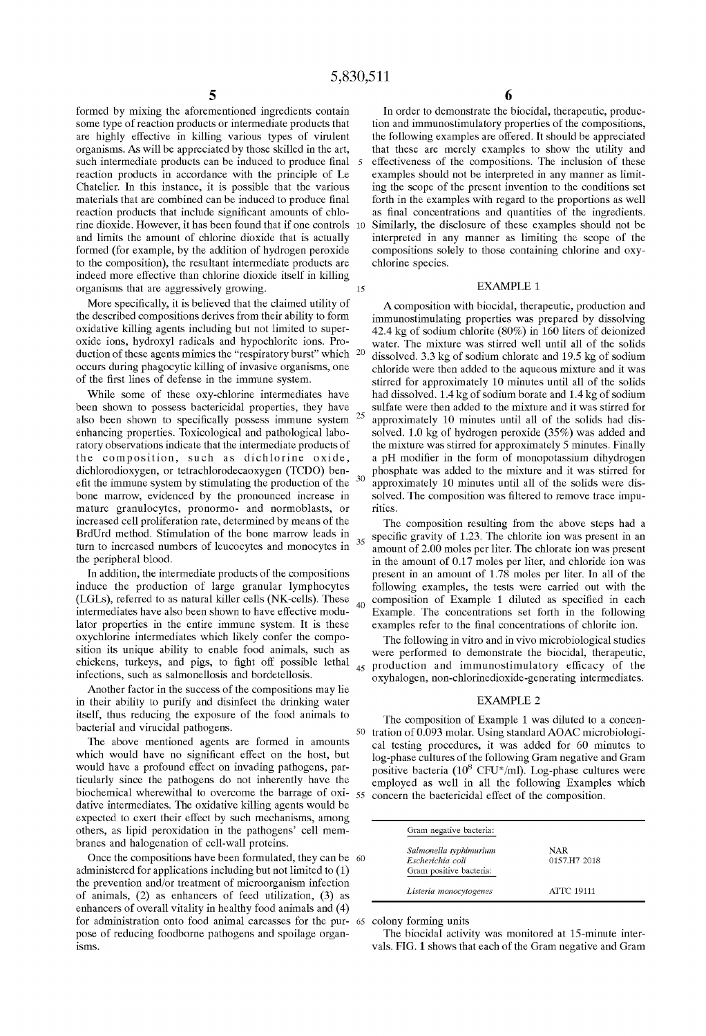formed by mixing the aforementioned ingredients contain some type of reaction products or intermediate products that are highly effective in killing various types of virulent organisms. As will be appreciated by those skilled in the art, such intermediate products can be induced to produce final reaction products in accordance with the principle of Le Chatelier. In this instance, it is possible that the various materials that are combined can be induced to produce final reaction products that include significant amounts of chlorine dioxide. However, it has been found that if one controls and limits the amount of chlorine dioxide that is actually formed (for example, by the addition of hydrogen peroxide to the composition), the resultant intermediate products are indeed more effective than chlorine dioxide itself in killing organisms that are aggressively growing.

More specifically, it is believed that the claimed utility of the described compositions derives from their ability to form oxidative killing agents including but not limited to superoxide ions, hydroxyl radicals and hypochlorite ions. Production of these agents mimics the "respiratory burst" which occurs during phagocytic killing of invasive organisms, one of the first lines of defense in the immune system.

While some of these oxy-chlorine intermediates have been shown to possess bactericidal properties, they have also been shown to specifically possess immune system enhancing properties. Toxicological and pathological laboratory observations indicate that the intermediate products of the composition, such as dichlorine oxide, dichlorodioxygen, or tetrachlorodecaoxygen (TCDO) benefit the immune system by stimulating the production of the bone marrow, evidenced by the pronounced increase in mature granulocytes, pronormo- and normoblasts, or increased cell proliferation rate, determined by means of the BrdUrd method. Stimulation of the bone marrow leads in turn to increased numbers of leucocytes and monocytes in the peripheral blood.

In addition, the intermediate products of the compositions induce the production of large granular lymphocytes (LGLs), referred to as natural killer cells (NK-cells). These intermediates have also been shown to have effective modulator properties in the entire immune system. It is these oxychlorine intermediates which likely confer the composition its unique ability to enable food animals, such as chickens, turkeys, and pigs, to fight off possible lethal infections, such as salmonellosis and bordetellosis.

Another factor in the success of the compositions may lie in their ability to purify and disinfect the drinking water itself, thus reducing the exposure of the food animals to bacterial and virucidal pathogens.

The above mentioned agents are formed in amounts which would have no significant effect on the host, but would have a profound effect on invading pathogens, particularly since the pathogens do not inherently have the biochemical wherewithal to overcome the barrage of oxidative intermediates. The oxidative killing agents would be expected to exert their effect by such mechanisms, among others, as lipid peroxidation in the pathogens' cell membranes and halogenation of cell-wall proteins.

Once the compositions have been formulated, they can be administered for applications including but not limited to (1) the prevention and/or treatment of microorganism infection of animals, (2) as enhancers of feed utilization, (3) as enhancers of overall vitality in healthy food animals and (4) for administration onto food animal carcasses for the purpose of reducing foodborne pathogens and spoilage organisms.

In order to demonstrate the biocidal, therapeutic, production and immunostimulatory properties of the compositions, the following examples are offered. It should be appreciated that these are merely examples to show the utility and effectiveness of the compositions. The inclusion of these examples should not be interpreted in any manner as limiting the scope of the present invention to the conditions set forth in the examples with regard to the proportions as well as final concentrations and quantities of the ingredients. Similarly, the disclosure of these examples should not be interpreted in any manner as limiting the scope of the compositions solely to those containing chlorine and oxychlorine species.

## EXAMPLE 1

A composition with biocidal, therapeutic, production and immunostimulating properties was prepared by dissolving 42.4 kg of sodium chlorite (80%) in 160 liters of deionized water. The mixture was stirred well until all of the solids dissolved. 3.3 kg of sodium chlorate and 19.5 kg of sodium chloride were then added to the aqueous mixture and it was stirred for approximately 10 minutes until all of the solids had dissolved. 1.4 kg of sodium borate and 1.4 kg of sodium sulfate were then added to the mixture and it was stirred for approximately 10 minutes until all of the solids had dissolved. 1.0 kg of hydrogen peroxide (35%) was added and the mixture was stirred for approximately 5 minutes. Finally a pH modifier in the form of monopotassium dihydrogen phosphate was added to the mixture and it was stirred for approximately 10 minutes until all of the solids were dissolved. The composition was filtered to remove trace impurities.

The composition resulting from the above steps had a specific gravity of 1.23. The chlorite ion was present in an amount of 2.00 moles per liter. The chlorate ion was present in the amount of 0.17 moles per liter, and chloride ion was present in an amount of 1.78 moles per liter. In all of the following examples, the tests were carried out with the composition of Example 1 diluted as specified in each Example. The concentrations set forth in the following examples refer to the final concentrations of chlorite ion.

The following in vitro and in vivo microbiological studies were performed to demonstrate the biocidal, therapeutic, production and immunostimulatory efficacy of the oxyhalogen, non-chlorinedioxide-generating intermediates.

## EXAMPLE 2

The composition of Example 1 was diluted to a concentration of 0.093 molar. Using standard AOAC microbiological testing procedures, it was added for 60 minutes to log-phase cultures of the following Gram negative and Gram positive bacteria ($10^8$ CFU*/ml). Log-phase cultures were employed as well in all the following Examples which concern the bactericidal effect of the composition.

| Gram negative bacteria: | |
|---|---|
| *Salmonella typhimurium* | NAR |
| *Escherichia coli* | 0157.H7 2018 |
| Gram positive bacteria: | |
| *Listeria monocytogenes* | ATTC 19111 |

*colony forming units

The biocidal activity was monitored at 15-minute intervals. FIG. 1 shows that each of the Gram negative and Gram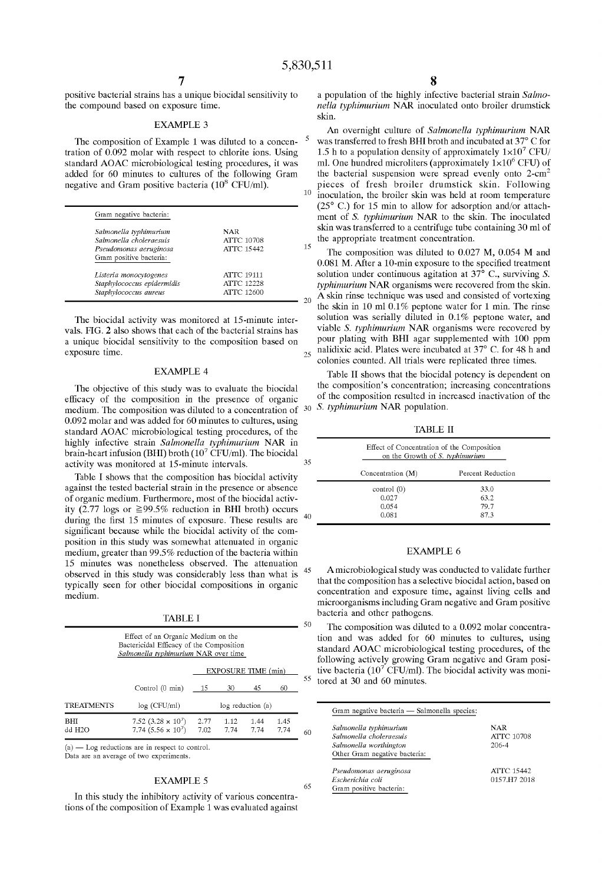positive bacterial strains has a unique biocidal sensitivity to the compound based on exposure time.

## EXAMPLE 3

The composition of Example 1 was diluted to a concentration of 0.092 molar with respect to chlorite ions. Using standard AOAC microbiological testing procedures, it was added for 60 minutes to cultures of the following Gram negative and Gram positive bacteria ($10^8$ CFU/ml).

| | |
|---|---|
| Gram negative bacteria: | |
| *Salmonella typhimurium* | NAR |
| *Salmonella choleraesuis* | ATTC 10708 |
| *Pseudomonas aeruginosa* | ATTC 15442 |
| Gram positive bacteria: | |
| *Listeria monocytogenes* | ATTC 19111 |
| *Staphylococcus epidermidis* | ATTC 12228 |
| *Staphylococcus aureus* | ATTC 12600 |

The biocidal activity was monitored at 15-minute intervals. FIG. 2 also shows that each of the bacterial strains has a unique biocidal sensitivity to the composition based on exposure time.

## EXAMPLE 4

The objective of this study was to evaluate the biocidal efficacy of the composition in the presence of organic medium. The composition was diluted to a concentration of 0.092 molar and was added for 60 minutes to cultures, using standard AOAC microbiological testing procedures, of the highly infective strain *Salmonella typhimurium* NAR in brain-heart infusion (BHI) broth ($10^7$ CFU/ml). The biocidal activity was monitored at 15-minute intervals.

Table I shows that the composition has biocidal activity against the tested bacterial strain in the presence or absence of organic medium. Furthermore, most of the biocidal activity (2.77 logs or ≧99.5% reduction in BHI broth) occurs during the first 15 minutes of exposure. These results are significant because while the biocidal activity of the composition in this study was somewhat attenuated in organic medium, greater than 99.5% reduction of the bacteria within 15 minutes was nonetheless observed. The attenuation observed in this study was considerably less than what is typically seen for other biocidal compositions in organic medium.

TABLE I

Effect of an Organic Medium on the Bactericidal Efficacy of the Composition *Salmonella typhimurium* NAR over time

| | | EXPOSURE TIME (min) | | | |
|---|---|---|---|---|---|
| | Control (0 min) | 15 | 30 | 45 | 60 |
| TREATMENTS | log (CFU/ml) | log reduction (a) | | | |
| BHI | 7.52 ($3.28 \times 10^7$) | 2.77 | 1.12 | 1.44 | 1.45 |
| dd H2O | 7.74 ($5.56 \times 10^7$) | 7.02 | 7.74 | 7.74 | 7.74 |

(a) — Log reductions are in respect to control.
Data are an average of two experiments.

## EXAMPLE 5

In this study the inhibitory activity of various concentrations of the composition of Example 1 was evaluated against a population of the highly infective bacterial strain *Salmonella typhimurium* NAR inoculated onto broiler drumstick skin.

An overnight culture of *Salmonella typhimurium* NAR was transferred to fresh BHI broth and incubated at 37° C for 1.5 h to a population density of approximately $1 \times 10^7$ CFU/ml. One hundred microliters (approximately $1 \times 10^6$ CFU) of the bacterial suspension were spread evenly onto 2-cm$^2$ pieces of fresh broiler drumstick skin. Following inoculation, the broiler skin was held at room temperature (25° C.) for 15 min to allow for adsorption and/or attachment of *S. typhimurium* NAR to the skin. The inoculated skin was transferred to a centrifuge tube containing 30 ml of the appropriate treatment concentration.

The composition was diluted to 0.027 M, 0.054 M and 0.081 M. After a 10-min exposure to the specified treatment solution under continuous agitation at 37° C., surviving *S. typhimurium* NAR organisms were recovered from the skin. A skin rinse technique was used and consisted of vortexing the skin in 10 ml 0.1% peptone water for 1 min. The rinse solution was serially diluted in 0.1% peptone water, and viable *S. typhimurium* NAR organisms were recovered by pour plating with BHI agar supplemented with 100 ppm nalidixic acid. Plates were incubated at 37° C. for 48 h and colonies counted. All trials were replicated three times.

Table II shows that the biocidal potency is dependent on the composition's concentration; increasing concentrations of the composition resulted in increased inactivation of the *S. typhimurium* NAR population.

TABLE II

Effect of Concentration of the Composition on the Growth of *S. typhimurium*

| Concentration (M) | Percent Reduction |
|---|---|
| control (0) | 33.0 |
| 0.027 | 63.2 |
| 0.054 | 79.7 |
| 0.081 | 87.3 |

## EXAMPLE 6

A microbiological study was conducted to validate further that the composition has a selective biocidal action, based on concentration and exposure time, against living cells and microorganisms including Gram negative and Gram positive bacteria and other pathogens.

The composition was diluted to a 0.092 molar concentration and was added for 60 minutes to cultures, using standard AOAC microbiological testing procedures, of the following actively growing Gram negative and Gram positive bacteria ($10^7$ CFU/ml). The biocidal activity was monitored at 30 and 60 minutes.

| | |
|---|---|
| Gram negative bacteria — Salmonella species: | |
| *Salmonella typhimurium* | NAR |
| *Salmonella choleraesuis* | ATTC 10708 |
| *Salmonella worthington* | 206-4 |
| Other Gram negative bacteria: | |
| *Pseudomonas aeruginosa* | ATTC 15442 |
| *Escherichia coli* | 0157.H7 2018 |
| Gram positive bacteria: | |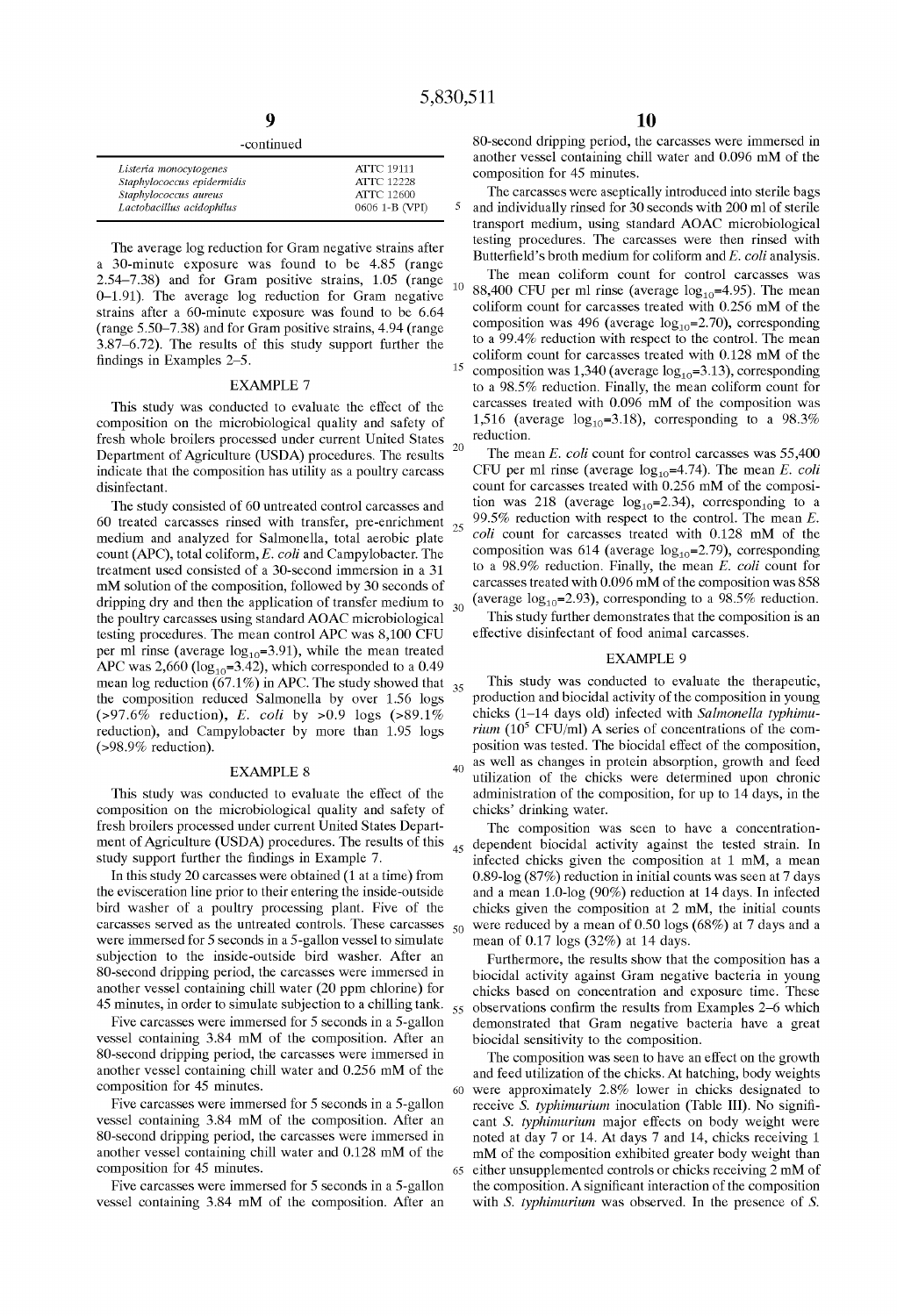-continued

| | |
|---|---|
| *Listeria monocytogenes* | ATTC 19111 |
| *Staphylococcus epidermidis* | ATTC 12228 |
| *Staphylococcus aureus* | ATTC 12600 |
| *Lactobacillus acidophilus* | 0606 1-B (VPI) |

The average log reduction for Gram negative strains after a 30-minute exposure was found to be 4.85 (range 2.54–7.38) and for Gram positive strains, 1.05 (range 0–1.91). The average log reduction for Gram negative strains after a 60-minute exposure was found to be 6.64 (range 5.50–7.38) and for Gram positive strains, 4.94 (range 3.87–6.72). The results of this study support further the findings in Examples 2–5.

## EXAMPLE 7

This study was conducted to evaluate the effect of the composition on the microbiological quality and safety of fresh whole broilers processed under current United States Department of Agriculture (USDA) procedures. The results indicate that the composition has utility as a poultry carcass disinfectant.

The study consisted of 60 untreated control carcasses and 60 treated carcasses rinsed with transfer, pre-enrichment medium and analyzed for Salmonella, total aerobic plate count (APC), total coliform, *E. coli* and Campylobacter. The treatment used consisted of a 30-second immersion in a 31 mM solution of the composition, followed by 30 seconds of dripping dry and then the application of transfer medium to the poultry carcasses using standard AOAC microbiological testing procedures. The mean control APC was 8,100 CFU per ml rinse (average $\log_{10}$=3.91), while the mean treated APC was 2,660 ($\log_{10}$=3.42), which corresponded to a 0.49 mean log reduction (67.1%) in APC. The study showed that the composition reduced Salmonella by over 1.56 logs (>97.6% reduction), *E. coli* by >0.9 logs (>89.1% reduction), and Campylobacter by more than 1.95 logs (>98.9% reduction).

## EXAMPLE 8

This study was conducted to evaluate the effect of the composition on the microbiological quality and safety of fresh broilers processed under current United States Department of Agriculture (USDA) procedures. The results of this study support further the findings in Example 7.

In this study 20 carcasses were obtained (1 at a time) from the evisceration line prior to their entering the inside-outside bird washer of a poultry processing plant. Five of the carcasses served as the untreated controls. These carcasses were immersed for 5 seconds in a 5-gallon vessel to simulate subjection to the inside-outside bird washer. After an 80-second dripping period, the carcasses were immersed in another vessel containing chill water (20 ppm chlorine) for 45 minutes, in order to simulate subjection to a chilling tank.

Five carcasses were immersed for 5 seconds in a 5-gallon vessel containing 3.84 mM of the composition. After an 80-second dripping period, the carcasses were immersed in another vessel containing chill water and 0.256 mM of the composition for 45 minutes.

Five carcasses were immersed for 5 seconds in a 5-gallon vessel containing 3.84 mM of the composition. After an 80-second dripping period, the carcasses were immersed in another vessel containing chill water and 0.128 mM of the composition for 45 minutes.

Five carcasses were immersed for 5 seconds in a 5-gallon vessel containing 3.84 mM of the composition. After an 80-second dripping period, the carcasses were immersed in another vessel containing chill water and 0.096 mM of the composition for 45 minutes.

The carcasses were aseptically introduced into sterile bags and individually rinsed for 30 seconds with 200 ml of sterile transport medium, using standard AOAC microbiological testing procedures. The carcasses were then rinsed with Butterfield's broth medium for coliform and *E. coli* analysis.

The mean coliform count for control carcasses was 88,400 CFU per ml rinse (average $\log_{10}$=4.95). The mean coliform count for carcasses treated with 0.256 mM of the composition was 496 (average $\log_{10}$=2.70), corresponding to a 99.4% reduction with respect to the control. The mean coliform count for carcasses treated with 0.128 mM of the composition was 1,340 (average $\log_{10}$=3.13), corresponding to a 98.5% reduction. Finally, the mean coliform count for carcasses treated with 0.096 mM of the composition was 1,516 (average $\log_{10}$=3.18), corresponding to a 98.3% reduction.

The mean *E. coli* count for control carcasses was 55,400 CFU per ml rinse (average $\log_{10}$=4.74). The mean *E. coli* count for carcasses treated with 0.256 mM of the composition was 218 (average $\log_{10}$=2.34), corresponding to a 99.5% reduction with respect to the control. The mean *E. coli* count for carcasses treated with 0.128 mM of the composition was 614 (average $\log_{10}$=2.79), corresponding to a 98.9% reduction. Finally, the mean *E. coli* count for carcasses treated with 0.096 mM of the composition was 858 (average $\log_{10}$=2.93), corresponding to a 98.5% reduction.

This study further demonstrates that the composition is an effective disinfectant of food animal carcasses.

## EXAMPLE 9

This study was conducted to evaluate the therapeutic, production and biocidal activity of the composition in young chicks (1–14 days old) infected with *Salmonella typhimurium* ($10^5$ CFU/ml) A series of concentrations of the composition was tested. The biocidal effect of the composition, as well as changes in protein absorption, growth and feed utilization of the chicks were determined upon chronic administration of the composition, for up to 14 days, in the chicks' drinking water.

The composition was seen to have a concentration-dependent biocidal activity against the tested strain. In infected chicks given the composition at 1 mM, a mean 0.89-log (87%) reduction in initial counts was seen at 7 days and a mean 1.0-log (90%) reduction at 14 days. In infected chicks given the composition at 2 mM, the initial counts were reduced by a mean of 0.50 logs (68%) at 7 days and a mean of 0.17 logs (32%) at 14 days.

Furthermore, the results show that the composition has a biocidal activity against Gram negative bacteria in young chicks based on concentration and exposure time. These observations confirm the results from Examples 2–6 which demonstrated that Gram negative bacteria have a great biocidal sensitivity to the composition.

The composition was seen to have an effect on the growth and feed utilization of the chicks. At hatching, body weights were approximately 2.8% lower in chicks designated to receive *S. typhimurium* inoculation (Table III). No significant *S. typhimurium* major effects on body weight were noted at day 7 or 14. At days 7 and 14, chicks receiving 1 mM of the composition exhibited greater body weight than either unsupplemented controls or chicks receiving 2 mM of the composition. A significant interaction of the composition with *S. typhimurium* was observed. In the presence of *S.*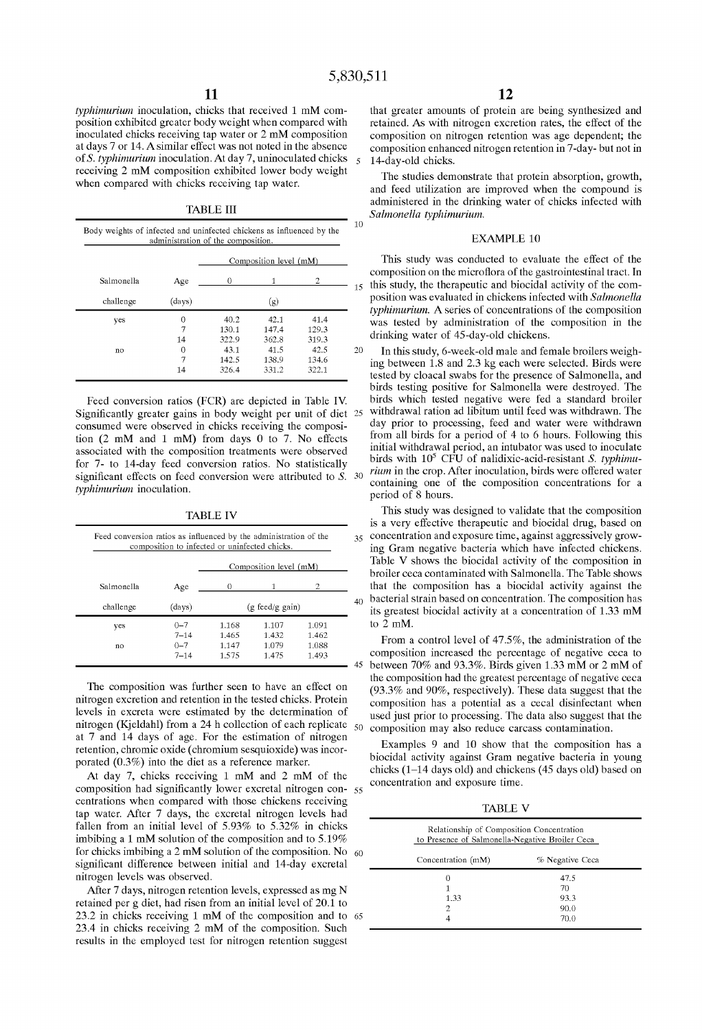*typhimurium* inoculation, chicks that received 1 mM composition exhibited greater body weight when compared with inoculated chicks receiving tap water or 2 mM composition at days 7 or 14. A similar effect was not noted in the absence of *S. typhimurium* inoculation. At day 7, uninoculated chicks receiving 2 mM composition exhibited lower body weight when compared with chicks receiving tap water.

TABLE III

Body weights of infected and uninfected chickens as influenced by the administration of the composition.

| Salmonella | Age | Composition level (mM) | | |
|---|---|---|---|---|
| | | 0 | 1 | 2 |
| challenge | (days) | | (g) | |
| yes | 0 | 40.2 | 42.1 | 41.4 |
| | 7 | 130.1 | 147.4 | 129.3 |
| | 14 | 322.9 | 362.8 | 319.3 |
| no | 0 | 43.1 | 41.5 | 42.5 |
| | 7 | 142.5 | 138.9 | 134.6 |
| | 14 | 326.4 | 331.2 | 322.1 |

Feed conversion ratios (FCR) are depicted in Table IV. Significantly greater gains in body weight per unit of diet consumed were observed in chicks receiving the composition (2 mM and 1 mM) from days 0 to 7. No effects associated with the composition treatments were observed for 7- to 14-day feed conversion ratios. No statistically significant effects on feed conversion were attributed to *S. typhimurium* inoculation.

TABLE IV

Feed conversion ratios as influenced by the administration of the composition to infected or uninfected chicks.

| Salmonella | Age | Composition level (mM) | | |
|---|---|---|---|---|
| | | 0 | 1 | 2 |
| challenge | (days) | | (g feed/g gain) | |
| yes | 0–7 | 1.168 | 1.107 | 1.091 |
| | 7–14 | 1.465 | 1.432 | 1.462 |
| no | 0–7 | 1.147 | 1.079 | 1.088 |
| | 7–14 | 1.575 | 1.475 | 1.493 |

The composition was further seen to have an effect on nitrogen excretion and retention in the tested chicks. Protein levels in excreta were estimated by the determination of nitrogen (Kjeldahl) from a 24 h collection of each replicate at 7 and 14 days of age. For the estimation of nitrogen retention, chromic oxide (chromium sesquioxide) was incorporated (0.3%) into the diet as a reference marker.

At day 7, chicks receiving 1 mM and 2 mM of the composition had significantly lower excretal nitrogen concentrations when compared with those chickens receiving tap water. After 7 days, the excretal nitrogen levels had fallen from an initial level of 5.93% to 5.32% in chicks imbibing a 1 mM solution of the composition and to 5.19% for chicks imbibing a 2 mM solution of the composition. No significant difference between initial and 14-day excretal nitrogen levels was observed.

After 7 days, nitrogen retention levels, expressed as mg N retained per g diet, had risen from an initial level of 20.1 to 23.2 in chicks receiving 1 mM of the composition and to 23.4 in chicks receiving 2 mM of the composition. Such results in the employed test for nitrogen retention suggest that greater amounts of protein are being synthesized and retained. As with nitrogen excretion rates, the effect of the composition on nitrogen retention was age dependent; the composition enhanced nitrogen retention in 7-day- but not in 14-day-old chicks.

The studies demonstrate that protein absorption, growth, and feed utilization are improved when the compound is administered in the drinking water of chicks infected with *Salmonella typhimurium*.

## EXAMPLE 10

This study was conducted to evaluate the effect of the composition on the microflora of the gastrointestinal tract. In this study, the therapeutic and biocidal activity of the composition was evaluated in chickens infected with *Salmonella typhimurium*. A series of concentrations of the composition was tested by administration of the composition in the drinking water of 45-day-old chickens.

In this study, 6-week-old male and female broilers weighing between 1.8 and 2.3 kg each were selected. Birds were tested by cloacal swabs for the presence of Salmonella, and birds testing positive for Salmonella were destroyed. The birds which tested negative were fed a standard broiler withdrawal ration ad libitum until feed was withdrawn. The day prior to processing, feed and water were withdrawn from all birds for a period of 4 to 6 hours. Following this initial withdrawal period, an intubator was used to inoculate birds with $10^5$ CFU of nalidixic-acid-resistant *S. typhimurium* in the crop. After inoculation, birds were offered water containing one of the composition concentrations for a period of 8 hours.

This study was designed to validate that the composition is a very effective therapeutic and biocidal drug, based on concentration and exposure time, against aggressively growing Gram negative bacteria which have infected chickens. Table V shows the biocidal activity of the composition in broiler ceca contaminated with Salmonella. The Table shows that the composition has a biocidal activity against the bacterial strain based on concentration. The composition has its greatest biocidal activity at a concentration of 1.33 mM to 2 mM.

From a control level of 47.5%, the administration of the composition increased the percentage of negative ceca to between 70% and 93.3%. Birds given 1.33 mM or 2 mM of the composition had the greatest percentage of negative ceca (93.3% and 90%, respectively). These data suggest that the composition has a potential as a cecal disinfectant when used just prior to processing. The data also suggest that the composition may also reduce carcass contamination.

Examples 9 and 10 show that the composition has a biocidal activity against Gram negative bacteria in young chicks (1–14 days old) and chickens (45 days old) based on concentration and exposure time.

TABLE V

Relationship of Composition Concentration to Presence of Salmonella-Negative Broiler Ceca

| Concentration (mM) | % Negative Ceca |
|---|---|
| 0 | 47.5 |
| 1 | 70 |
| 1.33 | 93.3 |
| 2 | 90.0 |
| 4 | 70.0 |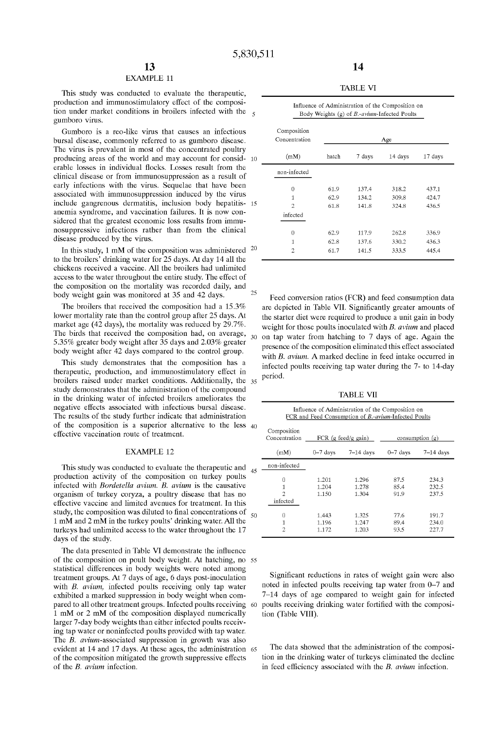## EXAMPLE 11

This study was conducted to evaluate the therapeutic, production and immunostimulatory effect of the composition under market conditions in broilers infected with the gumboro virus.

Gumboro is a reo-like virus that causes an infectious bursal disease, commonly referred to as gumboro disease. The virus is prevalent in most of the concentrated poultry producing areas of the world and may account for considerable losses in individual flocks. Losses result from the clinical disease or from immunosuppression as a result of early infections with the virus. Sequelae that have been associated with immunosuppression induced by the virus include gangrenous dermatitis, inclusion body hepatitis-anemia syndrome, and vaccination failures. It is now considered that the greatest economic loss results from immunosuppressive infections rather than from the clinical disease produced by the virus.

In this study, 1 mM of the composition was administered to the broilers' drinking water for 25 days. At day 14 all the chickens received a vaccine. All the broilers had unlimited access to the water throughout the entire study. The effect of the composition on the mortality was recorded daily, and body weight gain was monitored at 35 and 42 days.

The broilers that received the composition had a 15.3% lower mortality rate than the control group after 25 days. At market age (42 days), the mortality was reduced by 29.7%. The birds that received the composition had, on average, 5.35% greater body weight after 35 days and 2.03% greater body weight after 42 days compared to the control group.

This study demonstrates that the composition has a therapeutic, production, and immunostimulatory effect in broilers raised under market conditions. Additionally, the study demonstrates that the administration of the compound in the drinking water of infected broilers ameliorates the negative effects associated with infectious bursal disease. The results of the study further indicate that administration of the composition is a superior alternative to the less effective vaccination route of treatment.

## EXAMPLE 12

This study was conducted to evaluate the therapeutic and production activity of the composition on turkey poults infected with *Bordetella avium*. *B. avium* is the causative organism of turkey coryza, a poultry disease that has no effective vaccine and limited avenues for treatment. In this study, the composition was diluted to final concentrations of 1 mM and 2 mM in the turkey poults' drinking water. All the turkeys had unlimited access to the water throughout the 17 days of the study.

The data presented in Table VI demonstrate the influence of the composition on poult body weight. At hatching, no statistical differences in body weights were noted among treatment groups. At 7 days of age, 6 days post-inoculation with *B. avium*, infected poults receiving only tap water exhibited a marked suppression in body weight when compared to all other treatment groups. Infected poults receiving 1 mM or 2 mM of the composition displayed numerically larger 7-day body weights than either infected poults receiving tap water or noninfected poults provided with tap water. The *B. avium*-associated suppression in growth was also evident at 14 and 17 days. At these ages, the administration of the composition mitigated the growth suppressive effects of the *B. avium* infection.

TABLE VI

Influence of Administration of the Composition on Body Weights (g) of *B.-avium*-Infected Poults

| Composition Concentration (mM) | Age: hatch | 7 days | 14 days | 17 days |
|---|---|---|---|---|
| non-infected | | | | |
| 0 | 61.9 | 137.4 | 318.2 | 437.1 |
| 1 | 62.9 | 134.2 | 309.8 | 424.7 |
| 2 | 61.8 | 141.8 | 324.8 | 436.5 |
| infected | | | | |
| 0 | 62.9 | 117.9 | 262.8 | 336.9 |
| 1 | 62.8 | 137.6 | 330.2 | 436.3 |
| 2 | 61.7 | 141.5 | 333.5 | 445.4 |

Feed conversion ratios (FCR) and feed consumption data are depicted in Table VII. Significantly greater amounts of the starter diet were required to produce a unit gain in body weight for those poults inoculated with *B. avium* and placed on tap water from hatching to 7 days of age. Again the presence of the composition eliminated this effect associated with *B. avium*. A marked decline in feed intake occurred in infected poults receiving tap water during the 7- to 14-day period.

TABLE VII

Influence of Administration of the Composition on FCR and Feed Consumption of *B.-avium*-Infected Poults

| Composition Concentration (mM) | FCR (g feed/g gain) 0–7 days | FCR 7–14 days | consumption (g) 0–7 days | consumption 7–14 days |
|---|---|---|---|---|
| non-infected | | | | |
| 0 | 1.201 | 1.296 | 87.5 | 234.3 |
| 1 | 1.204 | 1.278 | 85.4 | 232.5 |
| 2 | 1.150 | 1.304 | 91.9 | 237.5 |
| infected | | | | |
| 0 | 1.443 | 1.325 | 77.6 | 191.7 |
| 1 | 1.196 | 1.247 | 89.4 | 234.0 |
| 2 | 1.172 | 1.203 | 93.5 | 227.7 |

Significant reductions in rates of weight gain were also noted in infected poults receiving tap water from 0–7 and 7–14 days of age compared to weight gain for infected poults receiving drinking water fortified with the composition (Table VIII).

The data showed that the administration of the composition in the drinking water of turkeys eliminated the decline in feed efficiency associated with the *B. avium* infection.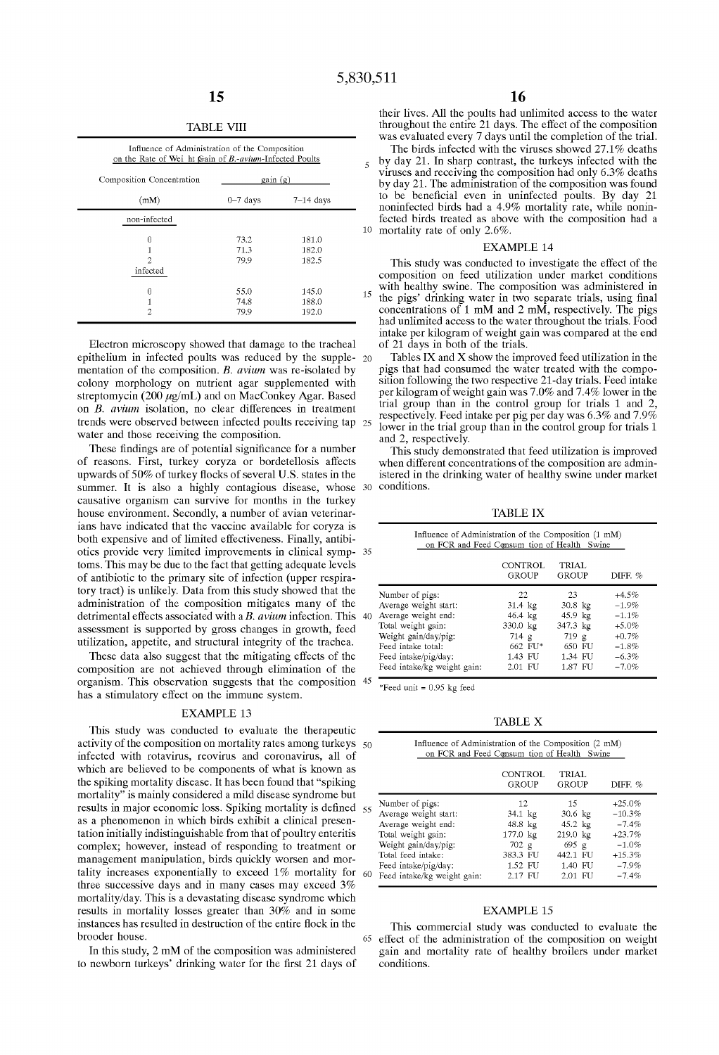TABLE VIII

Influence of Administration of the Composition on the Rate of Weight Gain of *B.-avium*-Infected Poults

| Composition Concentration (mM) | gain (g) 0–7 days | 7–14 days |
|---|---|---|
| non-infected | | |
| 0 | 73.2 | 181.0 |
| 1 | 71.3 | 182.0 |
| 2 | 79.9 | 182.5 |
| infected | | |
| 0 | 55.0 | 145.0 |
| 1 | 74.8 | 188.0 |
| 2 | 79.9 | 192.0 |

Electron microscopy showed that damage to the tracheal epithelium in infected poults was reduced by the supplementation of the composition. *B. avium* was re-isolated by colony morphology on nutrient agar supplemented with streptomycin (200 μg/mL) and on MacConkey Agar. Based on *B. avium* isolation, no clear differences in treatment trends were observed between infected poults receiving tap water and those receiving the composition.

These findings are of potential significance for a number of reasons. First, turkey coryza or bordetellosis affects upwards of 50% of turkey flocks of several U.S. states in the summer. It is also a highly contagious disease, whose causative organism can survive for months in the turkey house environment. Secondly, a number of avian veterinarians have indicated that the vaccine available for coryza is both expensive and of limited effectiveness. Finally, antibiotics provide very limited improvements in clinical symptoms. This may be due to the fact that getting adequate levels of antibiotic to the primary site of infection (upper respiratory tract) is unlikely. Data from this study showed that the administration of the composition mitigates many of the detrimental effects associated with a *B. avium* infection. This assessment is supported by gross changes in growth, feed utilization, appetite, and structural integrity of the trachea.

These data also suggest that the mitigating effects of the composition are not achieved through elimination of the organism. This observation suggests that the composition has a stimulatory effect on the immune system.

## EXAMPLE 13

This study was conducted to evaluate the therapeutic activity of the composition on mortality rates among turkeys infected with rotavirus, reovirus and coronavirus, all of which are believed to be components of what is known as the spiking mortality disease. It has been found that "spiking mortality" is mainly considered a mild disease syndrome but results in major economic loss. Spiking mortality is defined as a phenomenon in which birds exhibit a clinical presentation initially indistinguishable from that of poultry enteritis complex; however, instead of responding to treatment or management manipulation, birds quickly worsen and mortality increases exponentially to exceed 1% mortality for three successive days and in many cases may exceed 3% mortality/day. This is a devastating disease syndrome which results in mortality losses greater than 30% and in some instances has resulted in destruction of the entire flock in the brooder house.

In this study, 2 mM of the composition was administered to newborn turkeys' drinking water for the first 21 days of their lives. All the poults had unlimited access to the water throughout the entire 21 days. The effect of the composition was evaluated every 7 days until the completion of the trial.

The birds infected with the viruses showed 27.1% deaths by day 21. In sharp contrast, the turkeys infected with the viruses and receiving the composition had only 6.3% deaths by day 21. The administration of the composition was found to be beneficial even in uninfected poults. By day 21 noninfected birds had a 4.9% mortality rate, while noninfected birds treated as above with the composition had a mortality rate of only 2.6%.

## EXAMPLE 14

This study was conducted to investigate the effect of the composition on feed utilization under market conditions with healthy swine. The composition was administered in the pigs' drinking water in two separate trials, using final concentrations of 1 mM and 2 mM, respectively. The pigs had unlimited access to the water throughout the trials. Food intake per kilogram of weight gain was compared at the end of 21 days in both of the trials.

Tables IX and X show the improved feed utilization in the pigs that had consumed the water treated with the composition following the two respective 21-day trials. Feed intake per kilogram of weight gain was 7.0% and 7.4% lower in the trial group than in the control group for trials 1 and 2, respectively. Feed intake per pig per day was 6.3% and 7.9% lower in the trial group than in the control group for trials 1 and 2, respectively.

This study demonstrated that feed utilization is improved when different concentrations of the composition are administered in the drinking water of healthy swine under market conditions.

TABLE IX

Influence of Administration of the Composition (1 mM) on FCR and Feed Consumption of Health Swine

| | CONTROL GROUP | TRIAL GROUP | DIFF. % |
|---|---|---|---|
| Number of pigs: | 22 | 23 | +4.5% |
| Average weight start: | 31.4 kg | 30.8 kg | −1.9% |
| Average weight end: | 46.4 kg | 45.9 kg | −1.1% |
| Total weight gain: | 330.0 kg | 347.3 kg | +5.0% |
| Weight gain/day/pig: | 714 g | 719 g | +0.7% |
| Feed intake total: | 662 FU* | 650 FU | −1.8% |
| Feed intake/pig/day: | 1.43 FU | 1.34 FU | −6.3% |
| Feed intake/kg weight gain: | 2.01 FU | 1.87 FU | −7.0% |

*Feed unit = 0.95 kg feed

TABLE X

Influence of Administration of the Composition (2 mM) on FCR and Feed Consumption of Health Swine

| | CONTROL GROUP | TRIAL GROUP | DIFF. % |
|---|---|---|---|
| Number of pigs: | 12 | 15 | +25.0% |
| Average weight start: | 34.1 kg | 30.6 kg | −10.3% |
| Average weight end: | 48.8 kg | 45.2 kg | −7.4% |
| Total weight gain: | 177.0 kg | 219.0 kg | +23.7% |
| Weight gain/day/pig: | 702 g | 695 g | −1.0% |
| Total feed intake: | 383.3 FU | 442.1 FU | +15.3% |
| Feed intake/pig/day: | 1.52 FU | 1.40 FU | −7.9% |
| Feed intake/kg weight gain: | 2.17 FU | 2.01 FU | −7.4% |

## EXAMPLE 15

This commercial study was conducted to evaluate the effect of the administration of the composition on weight gain and mortality rate of healthy broilers under market conditions.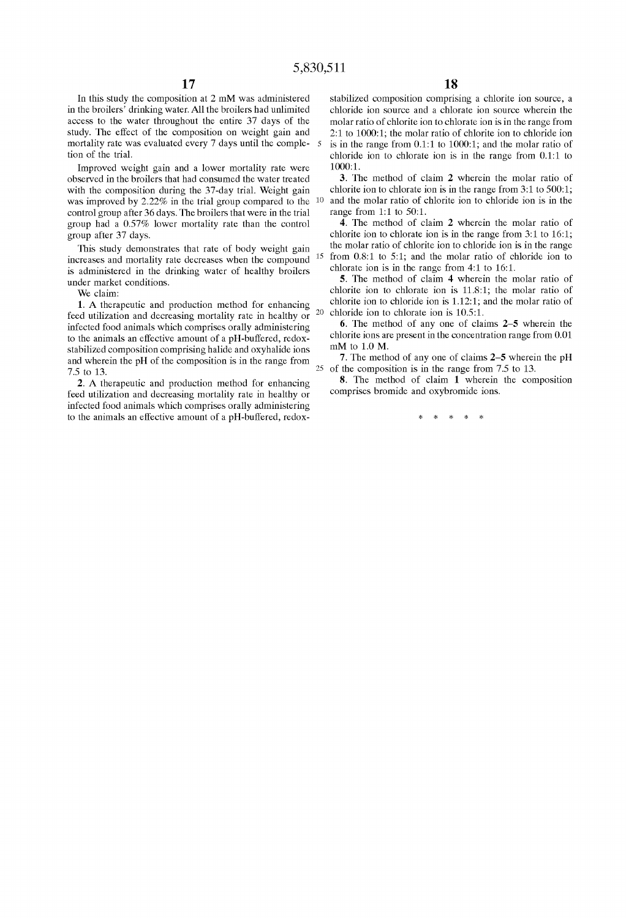In this study the composition at 2 mM was administered in the broilers' drinking water. All the broilers had unlimited access to the water throughout the entire 37 days of the study. The effect of the composition on weight gain and mortality rate was evaluated every 7 days until the completion of the trial.

Improved weight gain and a lower mortality rate were observed in the broilers that had consumed the water treated with the composition during the 37-day trial. Weight gain was improved by 2.22% in the trial group compared to the control group after 36 days. The broilers that were in the trial group had a 0.57% lower mortality rate than the control group after 37 days.

This study demonstrates that rate of body weight gain increases and mortality rate decreases when the compound is administered in the drinking water of healthy broilers under market conditions.

We claim:

**1**. A therapeutic and production method for enhancing feed utilization and decreasing mortality rate in healthy or infected food animals which comprises orally administering to the animals an effective amount of a pH-buffered, redox-stabilized composition comprising halide and oxyhalide ions and wherein the pH of the composition is in the range from 7.5 to 13.

**2**. A therapeutic and production method for enhancing feed utilization and decreasing mortality rate in healthy or infected food animals which comprises orally administering to the animals an effective amount of a pH-buffered, redox-stabilized composition comprising a chlorite ion source, a chloride ion source and a chlorate ion source wherein the molar ratio of chlorite ion to chlorate ion is in the range from 2:1 to 1000:1; the molar ratio of chlorite ion to chloride ion is in the range from 0.1:1 to 1000:1; and the molar ratio of chloride ion to chlorate ion is in the range from 0.1:1 to 1000:1.

**3**. The method of claim **2** wherein the molar ratio of chlorite ion to chlorate ion is in the range from 3:1 to 500:1; and the molar ratio of chlorite ion to chloride ion is in the range from 1:1 to 50:1.

**4**. The method of claim **2** wherein the molar ratio of chlorite ion to chlorate ion is in the range from 3:1 to 16:1; the molar ratio of chlorite ion to chloride ion is in the range from 0.8:1 to 5:1; and the molar ratio of chloride ion to chlorate ion is in the range from 4:1 to 16:1.

**5**. The method of claim **4** wherein the molar ratio of chlorite ion to chlorate ion is 11.8:1; the molar ratio of chlorite ion to chloride ion is 1.12:1; and the molar ratio of chloride ion to chlorate ion is 10.5:1.

**6**. The method of any one of claims **2**–**5** wherein the chlorite ions are present in the concentration range from 0.01 mM to 1.0 M.

**7**. The method of any one of claims **2**–**5** wherein the pH of the composition is in the range from 7.5 to 13.

**8**. The method of claim **1** wherein the composition comprises bromide and oxybromide ions.

* * * * *